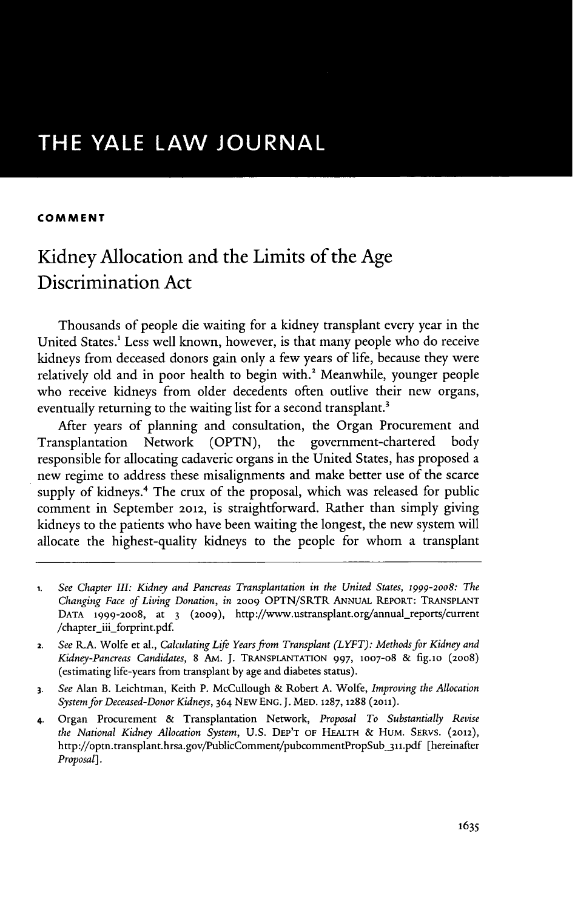# THE YALE LAW JOURNAL

**COMMENT**

## Kidney Allocation and the Limits of the Age Discrimination Act

Thousands of people die waiting for a kidney transplant every year in the United States.[1] Less well known, however, is that many people who do receive kidneys from deceased donors gain only a few years of life, because they were relatively old and in poor health to begin with.[2] Meanwhile, younger people who receive kidneys from older decedents often outlive their new organs, eventually returning to the waiting list for a second transplant.[3]

After years of planning and consultation, the Organ Procurement and Transplantation Network (OPTN), the government-chartered body responsible for allocating cadaveric organs in the United States, has proposed a new regime to address these misalignments and make better use of the scarce supply of kidneys.[4] The crux of the proposal, which was released for public comment in September 2012, is straightforward. Rather than simply giving kidneys to the patients who have been waiting the longest, the new system will allocate the highest-quality kidneys to the people for whom a transplant

---

1. *See Chapter III: Kidney and Pancreas Transplantation in the United States, 1999-2008: The Changing Face of Living Donation*, *in* 2009 OPTN/SRTR ANNUAL REPORT: TRANSPLANT DATA 1999-2008, at 3 (2009), http://www.ustransplant.org/annual_reports/current/chapter_iii_forprint.pdf.

2. *See* R.A. Wolfe et al., *Calculating Life Years from Transplant (LYFT): Methods for Kidney and Kidney-Pancreas Candidates*, 8 AM. J. TRANSPLANTATION 997, 1007-08 & fig.10 (2008) (estimating life-years from transplant by age and diabetes status).

3. *See* Alan B. Leichtman, Keith P. McCullough & Robert A. Wolfe, *Improving the Allocation System for Deceased-Donor Kidneys*, 364 NEW ENG. J. MED. 1287, 1288 (2011).

4. Organ Procurement & Transplantation Network, *Proposal To Substantially Revise the National Kidney Allocation System*, U.S. DEP'T OF HEALTH & HUM. SERVS. (2012), http://optn.transplant.hrsa.gov/PublicComment/pubcommentPropSub_311.pdf [hereinafter *Proposal*].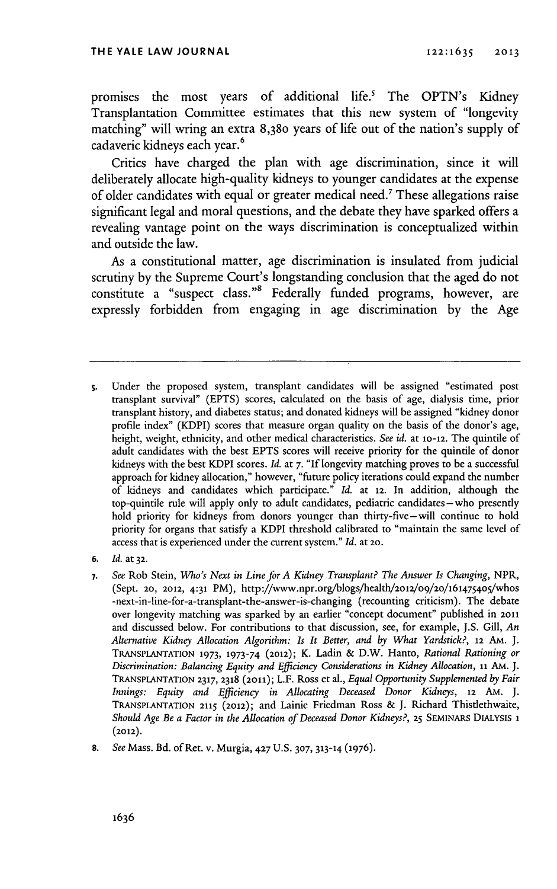promises the most years of additional life.[5] The OPTN's Kidney Transplantation Committee estimates that this new system of "longevity matching" will wring an extra 8,380 years of life out of the nation's supply of cadaveric kidneys each year.[6]

Critics have charged the plan with age discrimination, since it will deliberately allocate high-quality kidneys to younger candidates at the expense of older candidates with equal or greater medical need.[7] These allegations raise significant legal and moral questions, and the debate they have sparked offers a revealing vantage point on the ways discrimination is conceptualized within and outside the law.

As a constitutional matter, age discrimination is insulated from judicial scrutiny by the Supreme Court's longstanding conclusion that the aged do not constitute a "suspect class."[8] Federally funded programs, however, are expressly forbidden from engaging in age discrimination by the Age

---

5. Under the proposed system, transplant candidates will be assigned "estimated post transplant survival" (EPTS) scores, calculated on the basis of age, dialysis time, prior transplant history, and diabetes status; and donated kidneys will be assigned "kidney donor profile index" (KDPI) scores that measure organ quality on the basis of the donor's age, height, weight, ethnicity, and other medical characteristics. *See id.* at 10-12. The quintile of adult candidates with the best EPTS scores will receive priority for the quintile of donor kidneys with the best KDPI scores. *Id.* at 7. "If longevity matching proves to be a successful approach for kidney allocation," however, "future policy iterations could expand the number of kidneys and candidates which participate." *Id.* at 12. In addition, although the top-quintile rule will apply only to adult candidates, pediatric candidates—who presently hold priority for kidneys from donors younger than thirty-five—will continue to hold priority for organs that satisfy a KDPI threshold calibrated to "maintain the same level of access that is experienced under the current system." *Id.* at 20.

6. *Id.* at 32.

7. *See* Rob Stein, *Who's Next in Line for A Kidney Transplant? The Answer Is Changing*, NPR, (Sept. 20, 2012, 4:31 PM), http://www.npr.org/blogs/health/2012/09/20/161475405/whos-next-in-line-for-a-transplant-the-answer-is-changing (recounting criticism). The debate over longevity matching was sparked by an earlier "concept document" published in 2011 and discussed below. For contributions to that discussion, see, for example, J.S. Gill, *An Alternative Kidney Allocation Algorithm: Is It Better, and by What Yardstick?*, 12 AM. J. TRANSPLANTATION 1973, 1973-74 (2012); K. Ladin & D.W. Hanto, *Rational Rationing or Discrimination: Balancing Equity and Efficiency Considerations in Kidney Allocation*, 11 AM. J. TRANSPLANTATION 2317, 2318 (2011); L.F. Ross et al., *Equal Opportunity Supplemented by Fair Innings: Equity and Efficiency in Allocating Deceased Donor Kidneys*, 12 AM. J. TRANSPLANTATION 2115 (2012); and Lainie Friedman Ross & J. Richard Thistlethwaite, *Should Age Be a Factor in the Allocation of Deceased Donor Kidneys?*, 25 SEMINARS DIALYSIS 1 (2012).

8. *See* Mass. Bd. of Ret. v. Murgia, 427 U.S. 307, 313-14 (1976).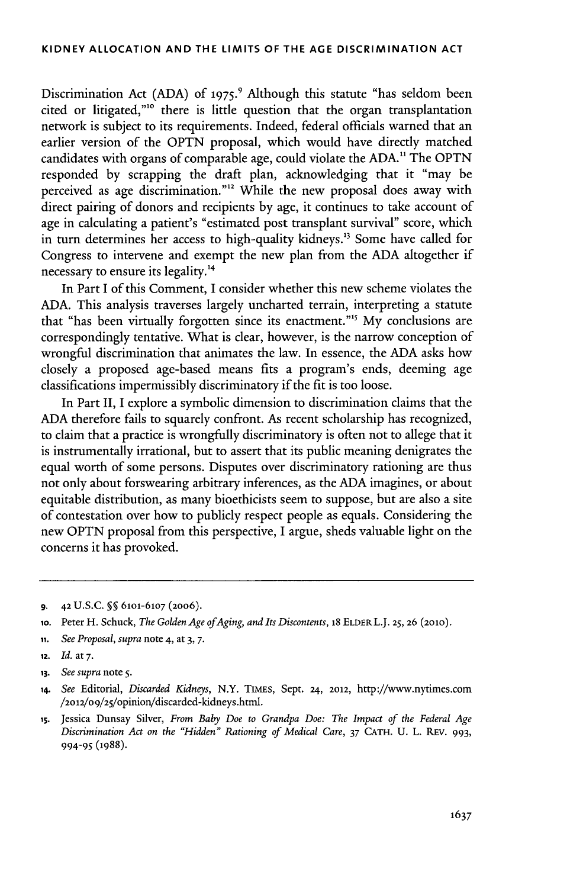Discrimination Act (ADA) of 1975.[9] Although this statute "has seldom been cited or litigated,"[10] there is little question that the organ transplantation network is subject to its requirements. Indeed, federal officials warned that an earlier version of the OPTN proposal, which would have directly matched candidates with organs of comparable age, could violate the ADA.[11] The OPTN responded by scrapping the draft plan, acknowledging that it "may be perceived as age discrimination."[12] While the new proposal does away with direct pairing of donors and recipients by age, it continues to take account of age in calculating a patient's "estimated post transplant survival" score, which in turn determines her access to high-quality kidneys.[13] Some have called for Congress to intervene and exempt the new plan from the ADA altogether if necessary to ensure its legality.[14]

In Part I of this Comment, I consider whether this new scheme violates the ADA. This analysis traverses largely uncharted terrain, interpreting a statute that "has been virtually forgotten since its enactment."[15] My conclusions are correspondingly tentative. What is clear, however, is the narrow conception of wrongful discrimination that animates the law. In essence, the ADA asks how closely a proposed age-based means fits a program's ends, deeming age classifications impermissibly discriminatory if the fit is too loose.

In Part II, I explore a symbolic dimension to discrimination claims that the ADA therefore fails to squarely confront. As recent scholarship has recognized, to claim that a practice is wrongfully discriminatory is often not to allege that it is instrumentally irrational, but to assert that its public meaning denigrates the equal worth of some persons. Disputes over discriminatory rationing are thus not only about forswearing arbitrary inferences, as the ADA imagines, or about equitable distribution, as many bioethicists seem to suppose, but are also a site of contestation over how to publicly respect people as equals. Considering the new OPTN proposal from this perspective, I argue, sheds valuable light on the concerns it has provoked.

---

9. 42 U.S.C. §§ 6101-6107 (2006).

10. Peter H. Schuck, *The Golden Age of Aging, and Its Discontents*, 18 ELDER L.J. 25, 26 (2010).

11. *See Proposal*, *supra* note 4, at 3, 7.

12. *Id.* at 7.

13. *See supra* note 5.

14. *See* Editorial, *Discarded Kidneys*, N.Y. TIMES, Sept. 24, 2012, http://www.nytimes.com/2012/09/25/opinion/discarded-kidneys.html.

15. Jessica Dunsay Silver, *From Baby Doe to Grandpa Doe: The Impact of the Federal Age Discrimination Act on the "Hidden" Rationing of Medical Care*, 37 CATH. U. L. REV. 993, 994-95 (1988).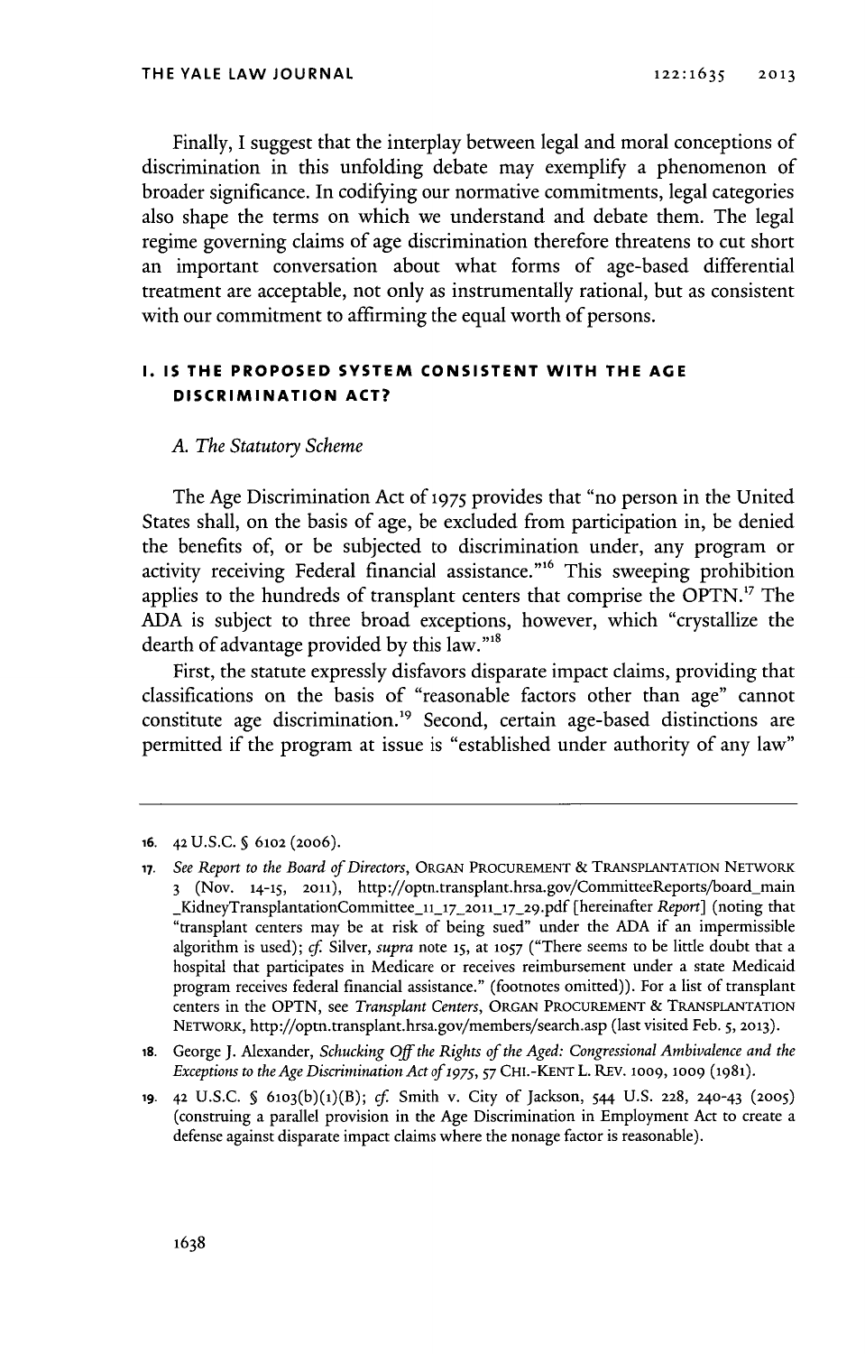Finally, I suggest that the interplay between legal and moral conceptions of discrimination in this unfolding debate may exemplify a phenomenon of broader significance. In codifying our normative commitments, legal categories also shape the terms on which we understand and debate them. The legal regime governing claims of age discrimination therefore threatens to cut short an important conversation about what forms of age-based differential treatment are acceptable, not only as instrumentally rational, but as consistent with our commitment to affirming the equal worth of persons.

## I. IS THE PROPOSED SYSTEM CONSISTENT WITH THE AGE DISCRIMINATION ACT?

### *A. The Statutory Scheme*

The Age Discrimination Act of 1975 provides that "no person in the United States shall, on the basis of age, be excluded from participation in, be denied the benefits of, or be subjected to discrimination under, any program or activity receiving Federal financial assistance."[16] This sweeping prohibition applies to the hundreds of transplant centers that comprise the OPTN.[17] The ADA is subject to three broad exceptions, however, which "crystallize the dearth of advantage provided by this law."[18]

First, the statute expressly disfavors disparate impact claims, providing that classifications on the basis of "reasonable factors other than age" cannot constitute age discrimination.[19] Second, certain age-based distinctions are permitted if the program at issue is "established under authority of any law"

---

16. 42 U.S.C. § 6102 (2006).

17. *See Report to the Board of Directors*, ORGAN PROCUREMENT & TRANSPLANTATION NETWORK 3 (Nov. 14-15, 2011), http://optn.transplant.hrsa.gov/CommitteeReports/board_main_KidneyTransplantationCommittee_11_17_2011_17_29.pdf [hereinafter *Report*] (noting that "transplant centers may be at risk of being sued" under the ADA if an impermissible algorithm is used); *cf.* Silver, *supra* note 15, at 1057 ("There seems to be little doubt that a hospital that participates in Medicare or receives reimbursement under a state Medicaid program receives federal financial assistance." (footnotes omitted)). For a list of transplant centers in the OPTN, see *Transplant Centers*, ORGAN PROCUREMENT & TRANSPLANTATION NETWORK, http://optn.transplant.hrsa.gov/members/search.asp (last visited Feb. 5, 2013).

18. George J. Alexander, *Schucking Off the Rights of the Aged: Congressional Ambivalence and the Exceptions to the Age Discrimination Act of 1975*, 57 CHI.-KENT L. REV. 1009, 1009 (1981).

19. 42 U.S.C. § 6103(b)(1)(B); *cf.* Smith v. City of Jackson, 544 U.S. 228, 240-43 (2005) (construing a parallel provision in the Age Discrimination in Employment Act to create a defense against disparate impact claims where the nonage factor is reasonable).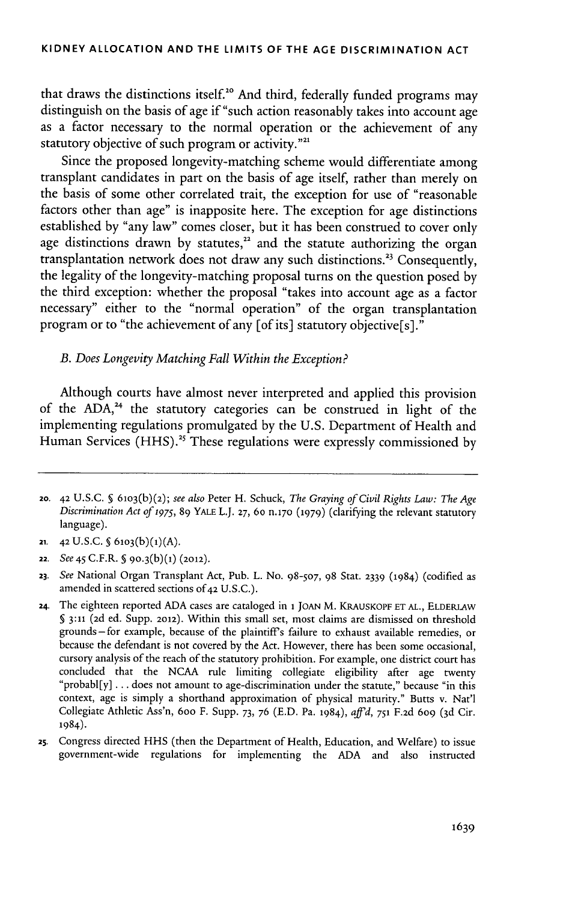that draws the distinctions itself.[20] And third, federally funded programs may distinguish on the basis of age if "such action reasonably takes into account age as a factor necessary to the normal operation or the achievement of any statutory objective of such program or activity."[21]

Since the proposed longevity-matching scheme would differentiate among transplant candidates in part on the basis of age itself, rather than merely on the basis of some other correlated trait, the exception for use of "reasonable factors other than age" is inapposite here. The exception for age distinctions established by "any law" comes closer, but it has been construed to cover only age distinctions drawn by statutes,[22] and the statute authorizing the organ transplantation network does not draw any such distinctions.[23] Consequently, the legality of the longevity-matching proposal turns on the question posed by the third exception: whether the proposal "takes into account age as a factor necessary" either to the "normal operation" of the organ transplantation program or to "the achievement of any [of its] statutory objective[s]."

### *B. Does Longevity Matching Fall Within the Exception?*

Although courts have almost never interpreted and applied this provision of the ADA,[24] the statutory categories can be construed in light of the implementing regulations promulgated by the U.S. Department of Health and Human Services (HHS).[25] These regulations were expressly commissioned by

---

20. 42 U.S.C. § 6103(b)(2); *see also* Peter H. Schuck, *The Graying of Civil Rights Law: The Age Discrimination Act of 1975*, 89 YALE L.J. 27, 60 n.170 (1979) (clarifying the relevant statutory language).

21. 42 U.S.C. § 6103(b)(1)(A).

22. *See* 45 C.F.R. § 90.3(b)(1) (2012).

23. *See* National Organ Transplant Act, Pub. L. No. 98-507, 98 Stat. 2339 (1984) (codified as amended in scattered sections of 42 U.S.C.).

24. The eighteen reported ADA cases are cataloged in 1 JOAN M. KRAUSKOPF ET AL., ELDERLAW § 3:11 (2d ed. Supp. 2012). Within this small set, most claims are dismissed on threshold grounds—for example, because of the plaintiff's failure to exhaust available remedies, or because the defendant is not covered by the Act. However, there has been some occasional, cursory analysis of the reach of the statutory prohibition. For example, one district court has concluded that the NCAA rule limiting collegiate eligibility after age twenty "probabl[y] . . . does not amount to age-discrimination under the statute," because "in this context, age is simply a shorthand approximation of physical maturity." Butts v. Nat'l Collegiate Athletic Ass'n, 600 F. Supp. 73, 76 (E.D. Pa. 1984), *aff'd*, 751 F.2d 609 (3d Cir. 1984).

25. Congress directed HHS (then the Department of Health, Education, and Welfare) to issue government-wide regulations for implementing the ADA and also instructed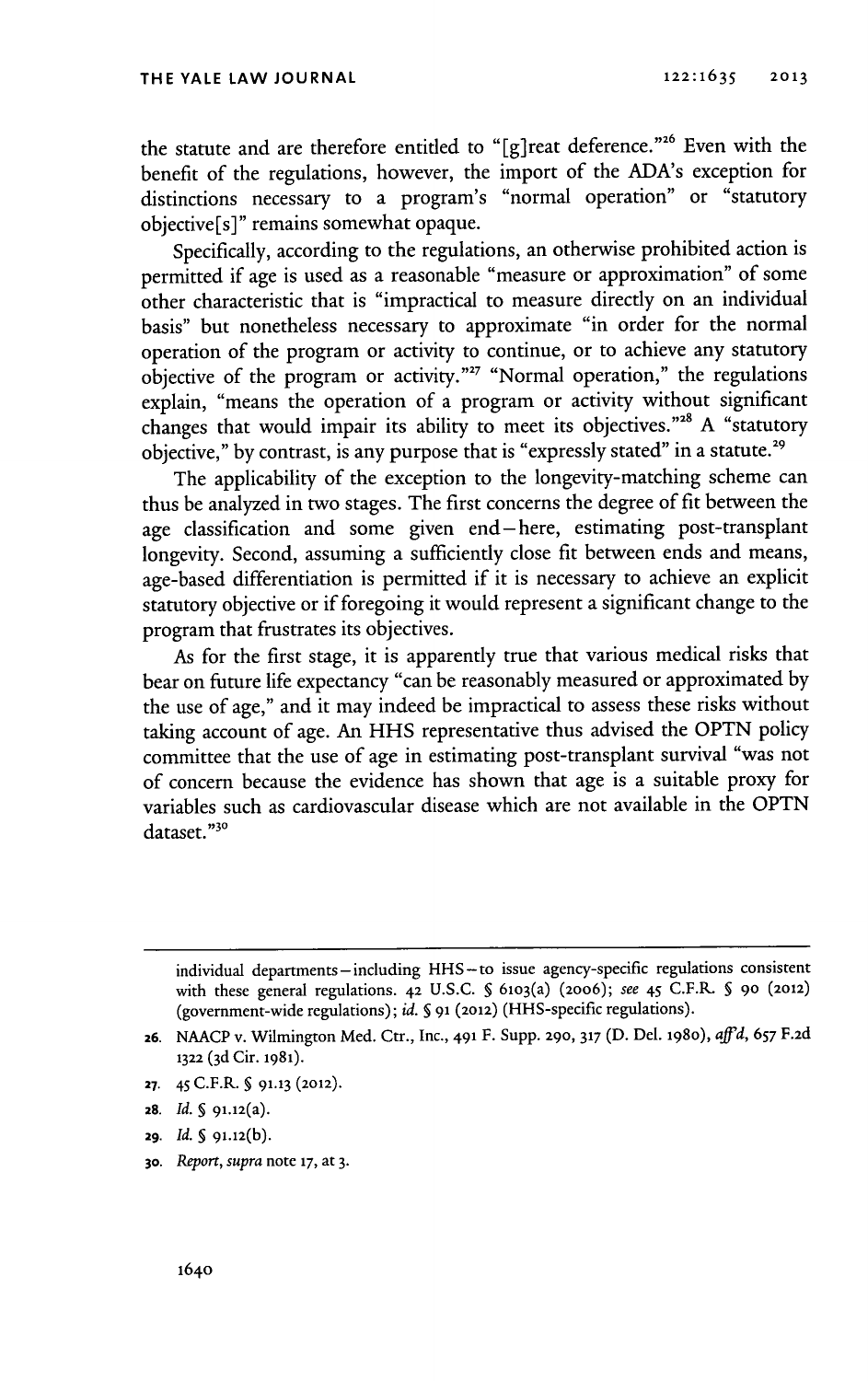the statute and are therefore entitled to "[g]reat deference."[26] Even with the benefit of the regulations, however, the import of the ADA's exception for distinctions necessary to a program's "normal operation" or "statutory objective[s]" remains somewhat opaque.

Specifically, according to the regulations, an otherwise prohibited action is permitted if age is used as a reasonable "measure or approximation" of some other characteristic that is "impractical to measure directly on an individual basis" but nonetheless necessary to approximate "in order for the normal operation of the program or activity to continue, or to achieve any statutory objective of the program or activity."[27] "Normal operation," the regulations explain, "means the operation of a program or activity without significant changes that would impair its ability to meet its objectives."[28] A "statutory objective," by contrast, is any purpose that is "expressly stated" in a statute.[29]

The applicability of the exception to the longevity-matching scheme can thus be analyzed in two stages. The first concerns the degree of fit between the age classification and some given end—here, estimating post-transplant longevity. Second, assuming a sufficiently close fit between ends and means, age-based differentiation is permitted if it is necessary to achieve an explicit statutory objective or if foregoing it would represent a significant change to the program that frustrates its objectives.

As for the first stage, it is apparently true that various medical risks that bear on future life expectancy "can be reasonably measured or approximated by the use of age," and it may indeed be impractical to assess these risks without taking account of age. An HHS representative thus advised the OPTN policy committee that the use of age in estimating post-transplant survival "was not of concern because the evidence has shown that age is a suitable proxy for variables such as cardiovascular disease which are not available in the OPTN dataset."[30]

---

individual departments—including HHS—to issue agency-specific regulations consistent with these general regulations. 42 U.S.C. § 6103(a) (2006); *see* 45 C.F.R. § 90 (2012) (government-wide regulations); *id.* § 91 (2012) (HHS-specific regulations).

26. NAACP v. Wilmington Med. Ctr., Inc., 491 F. Supp. 290, 317 (D. Del. 1980), *aff'd*, 657 F.2d 1322 (3d Cir. 1981).

27. 45 C.F.R. § 91.13 (2012).

28. *Id.* § 91.12(a).

29. *Id.* § 91.12(b).

30. *Report*, *supra* note 17, at 3.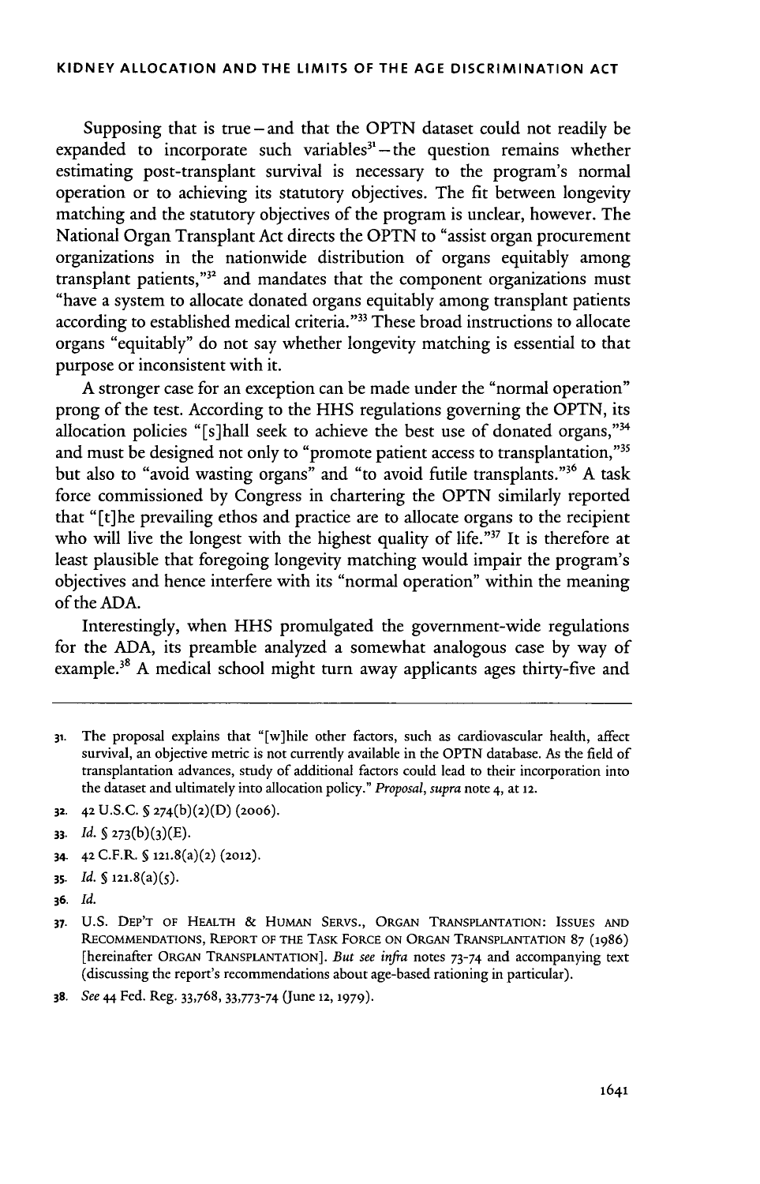Supposing that is true—and that the OPTN dataset could not readily be expanded to incorporate such variables[31]—the question remains whether estimating post-transplant survival is necessary to the program's normal operation or to achieving its statutory objectives. The fit between longevity matching and the statutory objectives of the program is unclear, however. The National Organ Transplant Act directs the OPTN to "assist organ procurement organizations in the nationwide distribution of organs equitably among transplant patients,"[32] and mandates that the component organizations must "have a system to allocate donated organs equitably among transplant patients according to established medical criteria."[33] These broad instructions to allocate organs "equitably" do not say whether longevity matching is essential to that purpose or inconsistent with it.

A stronger case for an exception can be made under the "normal operation" prong of the test. According to the HHS regulations governing the OPTN, its allocation policies "[s]hall seek to achieve the best use of donated organs,"[34] and must be designed not only to "promote patient access to transplantation,"[35] but also to "avoid wasting organs" and "to avoid futile transplants."[36] A task force commissioned by Congress in chartering the OPTN similarly reported that "[t]he prevailing ethos and practice are to allocate organs to the recipient who will live the longest with the highest quality of life."[37] It is therefore at least plausible that foregoing longevity matching would impair the program's objectives and hence interfere with its "normal operation" within the meaning of the ADA.

Interestingly, when HHS promulgated the government-wide regulations for the ADA, its preamble analyzed a somewhat analogous case by way of example.[38] A medical school might turn away applicants ages thirty-five and

---

31. The proposal explains that "[w]hile other factors, such as cardiovascular health, affect survival, an objective metric is not currently available in the OPTN database. As the field of transplantation advances, study of additional factors could lead to their incorporation into the dataset and ultimately into allocation policy." *Proposal*, *supra* note 4, at 12.

32. 42 U.S.C. § 274(b)(2)(D) (2006).

33. *Id.* § 273(b)(3)(E).

34. 42 C.F.R. § 121.8(a)(2) (2012).

35. *Id.* § 121.8(a)(5).

36. *Id.*

37. U.S. DEP'T OF HEALTH & HUMAN SERVS., ORGAN TRANSPLANTATION: ISSUES AND RECOMMENDATIONS, REPORT OF THE TASK FORCE ON ORGAN TRANSPLANTATION 87 (1986) [hereinafter ORGAN TRANSPLANTATION]. *But see infra* notes 73-74 and accompanying text (discussing the report's recommendations about age-based rationing in particular).

38. *See* 44 Fed. Reg. 33,768, 33,773-74 (June 12, 1979).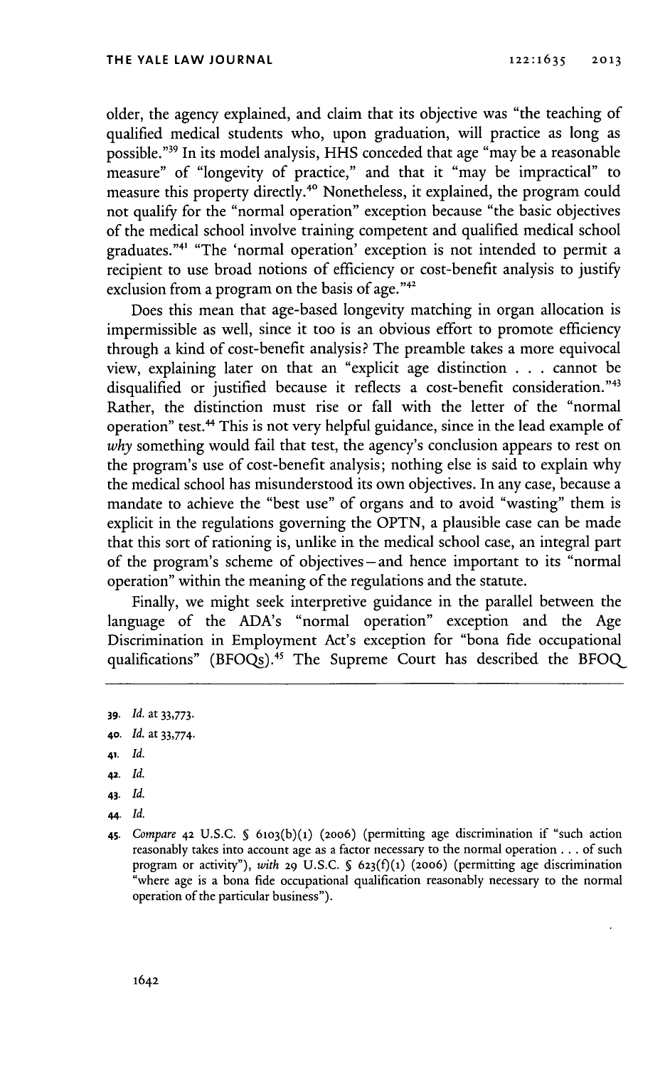older, the agency explained, and claim that its objective was "the teaching of qualified medical students who, upon graduation, will practice as long as possible."[39] In its model analysis, HHS conceded that age "may be a reasonable measure" of "longevity of practice," and that it "may be impractical" to measure this property directly.[40] Nonetheless, it explained, the program could not qualify for the "normal operation" exception because "the basic objectives of the medical school involve training competent and qualified medical school graduates."[41] "The 'normal operation' exception is not intended to permit a recipient to use broad notions of efficiency or cost-benefit analysis to justify exclusion from a program on the basis of age."[42]

Does this mean that age-based longevity matching in organ allocation is impermissible as well, since it too is an obvious effort to promote efficiency through a kind of cost-benefit analysis? The preamble takes a more equivocal view, explaining later on that an "explicit age distinction . . . cannot be disqualified or justified because it reflects a cost-benefit consideration."[43] Rather, the distinction must rise or fall with the letter of the "normal operation" test.[44] This is not very helpful guidance, since in the lead example of *why* something would fail that test, the agency's conclusion appears to rest on the program's use of cost-benefit analysis; nothing else is said to explain why the medical school has misunderstood its own objectives. In any case, because a mandate to achieve the "best use" of organs and to avoid "wasting" them is explicit in the regulations governing the OPTN, a plausible case can be made that this sort of rationing is, unlike in the medical school case, an integral part of the program's scheme of objectives—and hence important to its "normal operation" within the meaning of the regulations and the statute.

Finally, we might seek interpretive guidance in the parallel between the language of the ADA's "normal operation" exception and the Age Discrimination in Employment Act's exception for "bona fide occupational qualifications" (BFOQs).[45] The Supreme Court has described the BFOQ

---

39. *Id.* at 33,773.

40. *Id.* at 33,774.

41. *Id.*

42. *Id.*

43. *Id.*

44. *Id.*

45. *Compare* 42 U.S.C. § 6103(b)(1) (2006) (permitting age discrimination if "such action reasonably takes into account age as a factor necessary to the normal operation . . . of such program or activity"), *with* 29 U.S.C. § 623(f)(1) (2006) (permitting age discrimination "where age is a bona fide occupational qualification reasonably necessary to the normal operation of the particular business").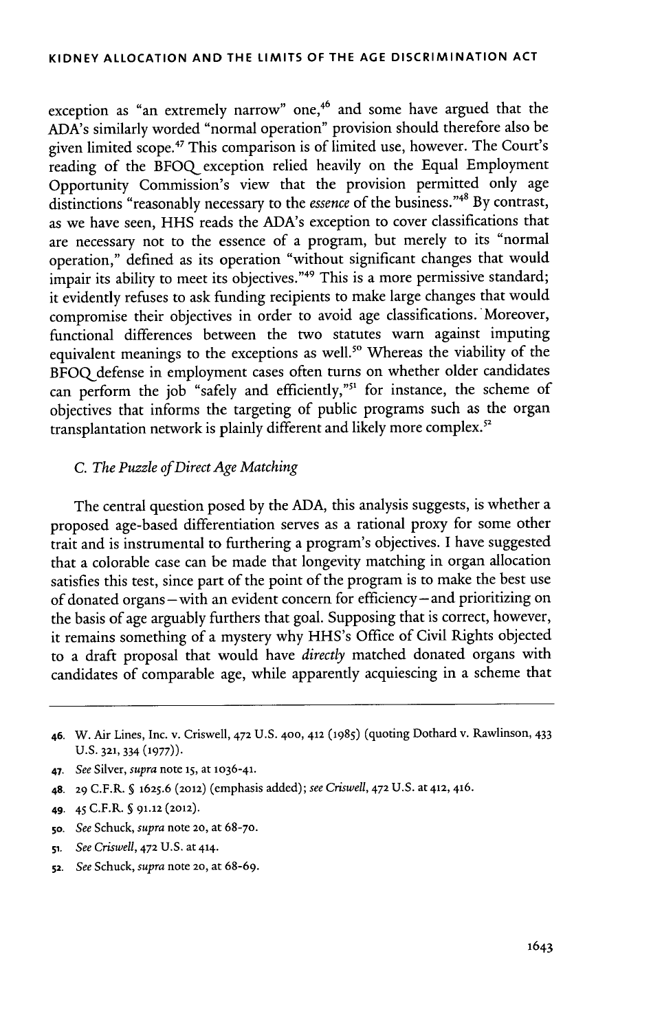exception as "an extremely narrow" one,[46] and some have argued that the ADA's similarly worded "normal operation" provision should therefore also be given limited scope.[47] This comparison is of limited use, however. The Court's reading of the BFOQ exception relied heavily on the Equal Employment Opportunity Commission's view that the provision permitted only age distinctions "reasonably necessary to the *essence* of the business."[48] By contrast, as we have seen, HHS reads the ADA's exception to cover classifications that are necessary not to the essence of a program, but merely to its "normal operation," defined as its operation "without significant changes that would impair its ability to meet its objectives."[49] This is a more permissive standard; it evidently refuses to ask funding recipients to make large changes that would compromise their objectives in order to avoid age classifications. Moreover, functional differences between the two statutes warn against imputing equivalent meanings to the exceptions as well.[50] Whereas the viability of the BFOQ defense in employment cases often turns on whether older candidates can perform the job "safely and efficiently,"[51] for instance, the scheme of objectives that informs the targeting of public programs such as the organ transplantation network is plainly different and likely more complex.[52]

### *C. The Puzzle of Direct Age Matching*

The central question posed by the ADA, this analysis suggests, is whether a proposed age-based differentiation serves as a rational proxy for some other trait and is instrumental to furthering a program's objectives. I have suggested that a colorable case can be made that longevity matching in organ allocation satisfies this test, since part of the point of the program is to make the best use of donated organs—with an evident concern for efficiency—and prioritizing on the basis of age arguably furthers that goal. Supposing that is correct, however, it remains something of a mystery why HHS's Office of Civil Rights objected to a draft proposal that would have *directly* matched donated organs with candidates of comparable age, while apparently acquiescing in a scheme that

---

46. W. Air Lines, Inc. v. Criswell, 472 U.S. 400, 412 (1985) (quoting Dothard v. Rawlinson, 433 U.S. 321, 334 (1977)).

47. *See* Silver, *supra* note 15, at 1036-41.

48. 29 C.F.R. § 1625.6 (2012) (emphasis added); *see Criswell*, 472 U.S. at 412, 416.

49. 45 C.F.R. § 91.12 (2012).

50. *See* Schuck, *supra* note 20, at 68-70.

51. *See Criswell*, 472 U.S. at 414.

52. *See* Schuck, *supra* note 20, at 68-69.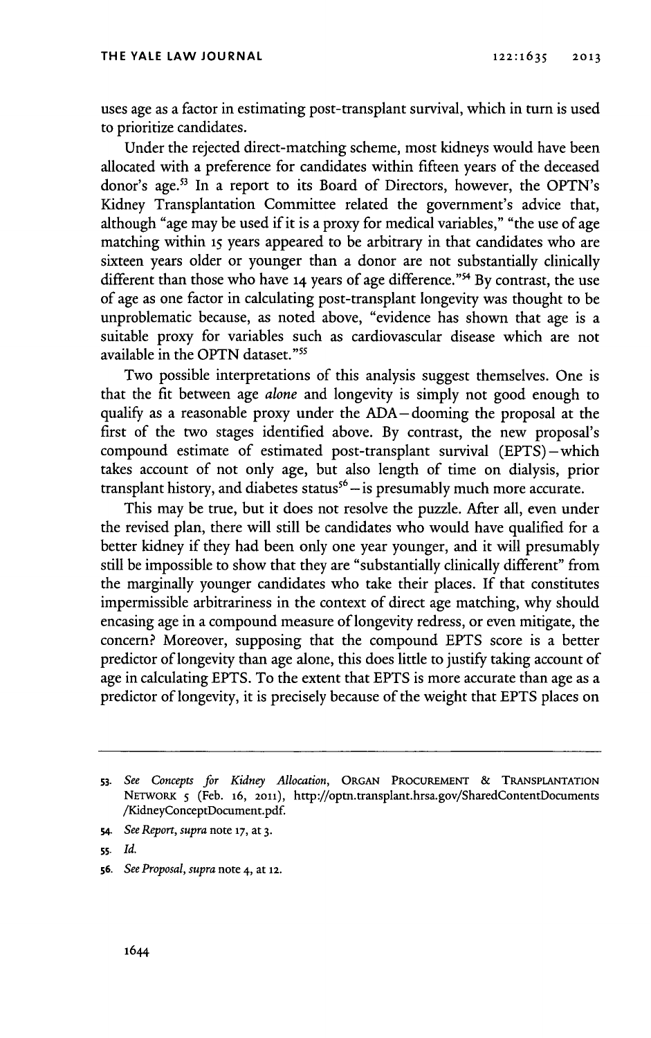uses age as a factor in estimating post-transplant survival, which in turn is used to prioritize candidates.

Under the rejected direct-matching scheme, most kidneys would have been allocated with a preference for candidates within fifteen years of the deceased donor's age.[53] In a report to its Board of Directors, however, the OPTN's Kidney Transplantation Committee related the government's advice that, although "age may be used if it is a proxy for medical variables," "the use of age matching within 15 years appeared to be arbitrary in that candidates who are sixteen years older or younger than a donor are not substantially clinically different than those who have 14 years of age difference."[54] By contrast, the use of age as one factor in calculating post-transplant longevity was thought to be unproblematic because, as noted above, "evidence has shown that age is a suitable proxy for variables such as cardiovascular disease which are not available in the OPTN dataset."[55]

Two possible interpretations of this analysis suggest themselves. One is that the fit between age *alone* and longevity is simply not good enough to qualify as a reasonable proxy under the ADA—dooming the proposal at the first of the two stages identified above. By contrast, the new proposal's compound estimate of estimated post-transplant survival (EPTS)—which takes account of not only age, but also length of time on dialysis, prior transplant history, and diabetes status[56]—is presumably much more accurate.

This may be true, but it does not resolve the puzzle. After all, even under the revised plan, there will still be candidates who would have qualified for a better kidney if they had been only one year younger, and it will presumably still be impossible to show that they are "substantially clinically different" from the marginally younger candidates who take their places. If that constitutes impermissible arbitrariness in the context of direct age matching, why should encasing age in a compound measure of longevity redress, or even mitigate, the concern? Moreover, supposing that the compound EPTS score is a better predictor of longevity than age alone, this does little to justify taking account of age in calculating EPTS. To the extent that EPTS is more accurate than age as a predictor of longevity, it is precisely because of the weight that EPTS places on

---

53. *See Concepts for Kidney Allocation*, ORGAN PROCUREMENT & TRANSPLANTATION NETWORK 5 (Feb. 16, 2011), http://optn.transplant.hrsa.gov/SharedContentDocuments/KidneyConceptDocument.pdf.

54. *See Report*, *supra* note 17, at 3.

55. *Id.*

56. *See Proposal*, *supra* note 4, at 12.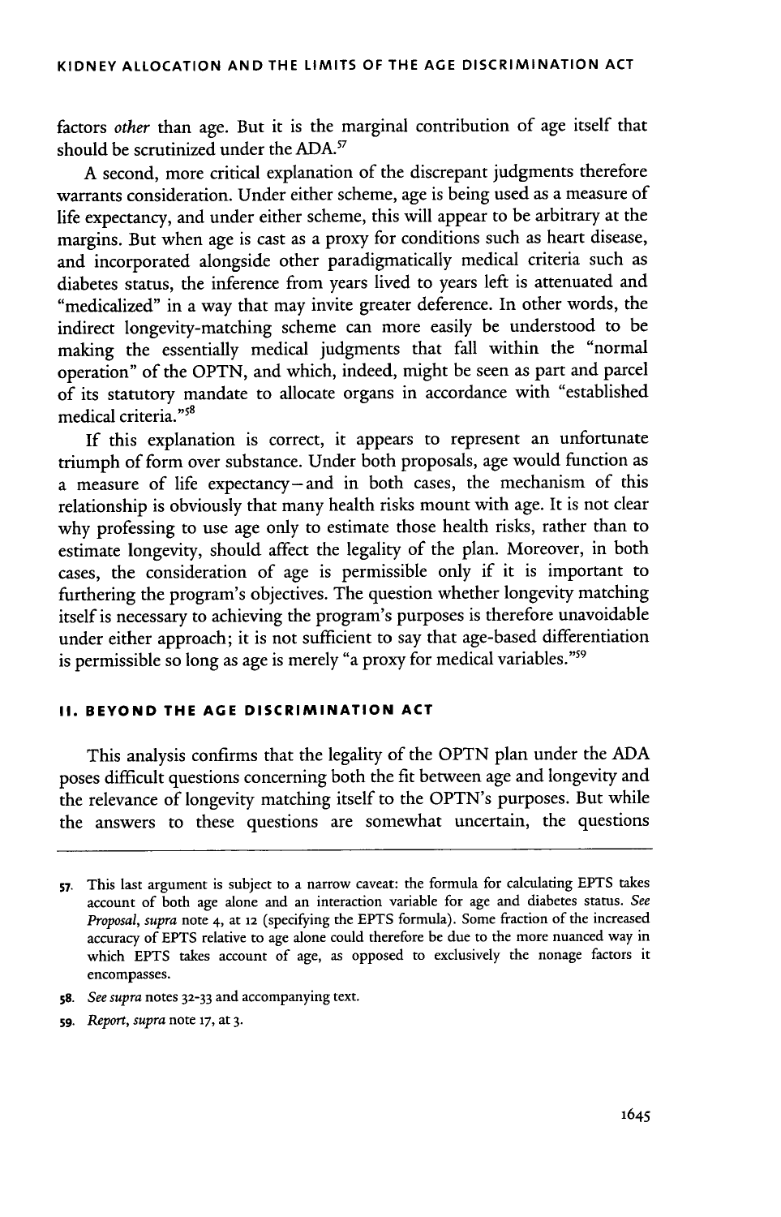factors *other* than age. But it is the marginal contribution of age itself that should be scrutinized under the ADA.[57]

A second, more critical explanation of the discrepant judgments therefore warrants consideration. Under either scheme, age is being used as a measure of life expectancy, and under either scheme, this will appear to be arbitrary at the margins. But when age is cast as a proxy for conditions such as heart disease, and incorporated alongside other paradigmatically medical criteria such as diabetes status, the inference from years lived to years left is attenuated and "medicalized" in a way that may invite greater deference. In other words, the indirect longevity-matching scheme can more easily be understood to be making the essentially medical judgments that fall within the "normal operation" of the OPTN, and which, indeed, might be seen as part and parcel of its statutory mandate to allocate organs in accordance with "established medical criteria."[58]

If this explanation is correct, it appears to represent an unfortunate triumph of form over substance. Under both proposals, age would function as a measure of life expectancy—and in both cases, the mechanism of this relationship is obviously that many health risks mount with age. It is not clear why professing to use age only to estimate those health risks, rather than to estimate longevity, should affect the legality of the plan. Moreover, in both cases, the consideration of age is permissible only if it is important to furthering the program's objectives. The question whether longevity matching itself is necessary to achieving the program's purposes is therefore unavoidable under either approach; it is not sufficient to say that age-based differentiation is permissible so long as age is merely "a proxy for medical variables."[59]

## II. BEYOND THE AGE DISCRIMINATION ACT

This analysis confirms that the legality of the OPTN plan under the ADA poses difficult questions concerning both the fit between age and longevity and the relevance of longevity matching itself to the OPTN's purposes. But while the answers to these questions are somewhat uncertain, the questions

---

57. This last argument is subject to a narrow caveat: the formula for calculating EPTS takes account of both age alone and an interaction variable for age and diabetes status. *See Proposal*, *supra* note 4, at 12 (specifying the EPTS formula). Some fraction of the increased accuracy of EPTS relative to age alone could therefore be due to the more nuanced way in which EPTS takes account of age, as opposed to exclusively the nonage factors it encompasses.

58. *See supra* notes 32-33 and accompanying text.

59. *Report*, *supra* note 17, at 3.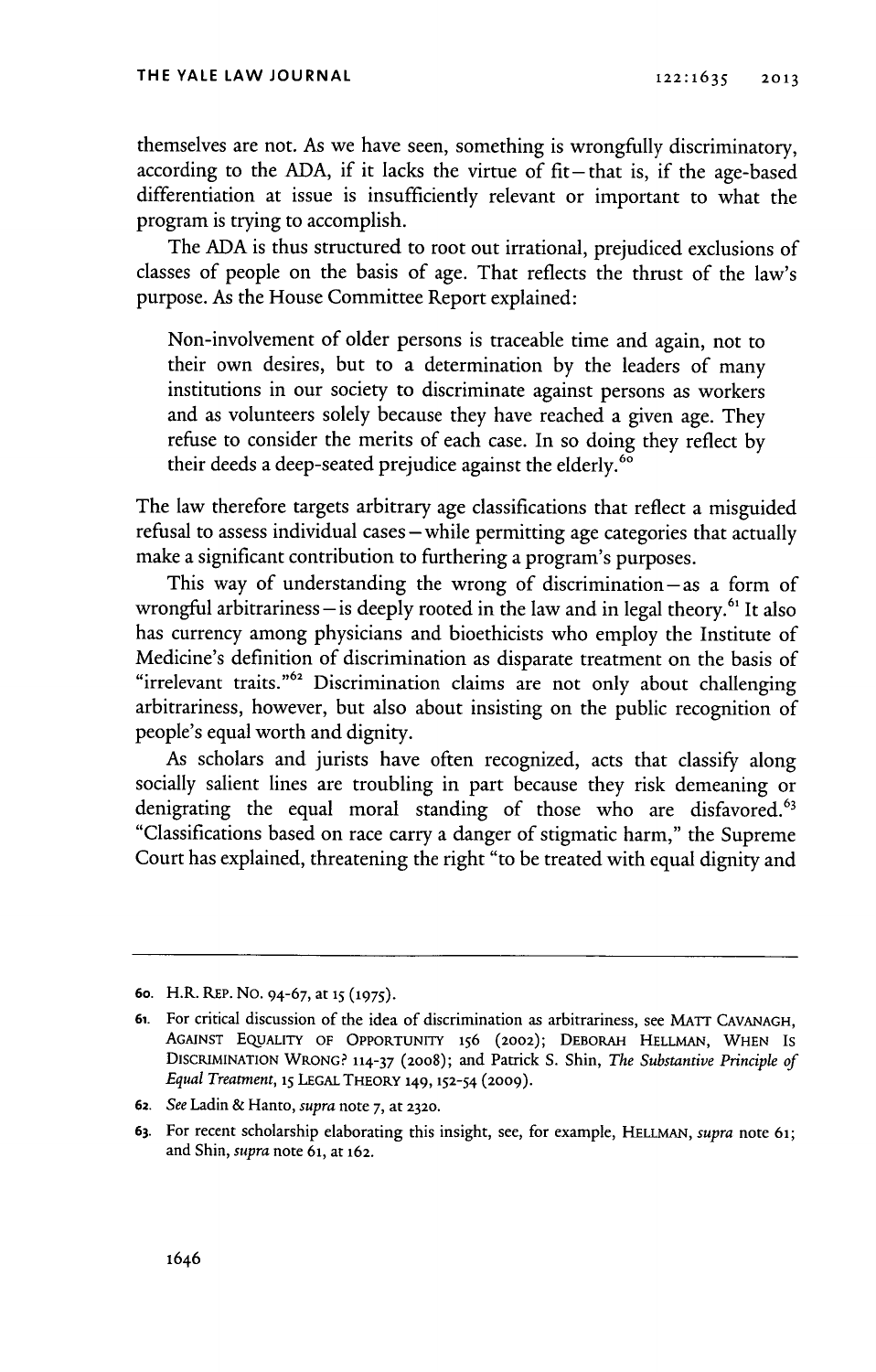themselves are not. As we have seen, something is wrongfully discriminatory, according to the ADA, if it lacks the virtue of fit—that is, if the age-based differentiation at issue is insufficiently relevant or important to what the program is trying to accomplish.

The ADA is thus structured to root out irrational, prejudiced exclusions of classes of people on the basis of age. That reflects the thrust of the law's purpose. As the House Committee Report explained:

> Non-involvement of older persons is traceable time and again, not to their own desires, but to a determination by the leaders of many institutions in our society to discriminate against persons as workers and as volunteers solely because they have reached a given age. They refuse to consider the merits of each case. In so doing they reflect by their deeds a deep-seated prejudice against the elderly.[60]

The law therefore targets arbitrary age classifications that reflect a misguided refusal to assess individual cases—while permitting age categories that actually make a significant contribution to furthering a program's purposes.

This way of understanding the wrong of discrimination—as a form of wrongful arbitrariness—is deeply rooted in the law and in legal theory.[61] It also has currency among physicians and bioethicists who employ the Institute of Medicine's definition of discrimination as disparate treatment on the basis of "irrelevant traits."[62] Discrimination claims are not only about challenging arbitrariness, however, but also about insisting on the public recognition of people's equal worth and dignity.

As scholars and jurists have often recognized, acts that classify along socially salient lines are troubling in part because they risk demeaning or denigrating the equal moral standing of those who are disfavored.[63] "Classifications based on race carry a danger of stigmatic harm," the Supreme Court has explained, threatening the right "to be treated with equal dignity and

---

60. H.R. REP. NO. 94-67, at 15 (1975).

61. For critical discussion of the idea of discrimination as arbitrariness, see MATT CAVANAGH, AGAINST EQUALITY OF OPPORTUNITY 156 (2002); DEBORAH HELLMAN, WHEN IS DISCRIMINATION WRONG? 114-37 (2008); and Patrick S. Shin, *The Substantive Principle of Equal Treatment*, 15 LEGAL THEORY 149, 152-54 (2009).

62. *See* Ladin & Hanto, *supra* note 7, at 2320.

63. For recent scholarship elaborating this insight, see, for example, HELLMAN, *supra* note 61; and Shin, *supra* note 61, at 162.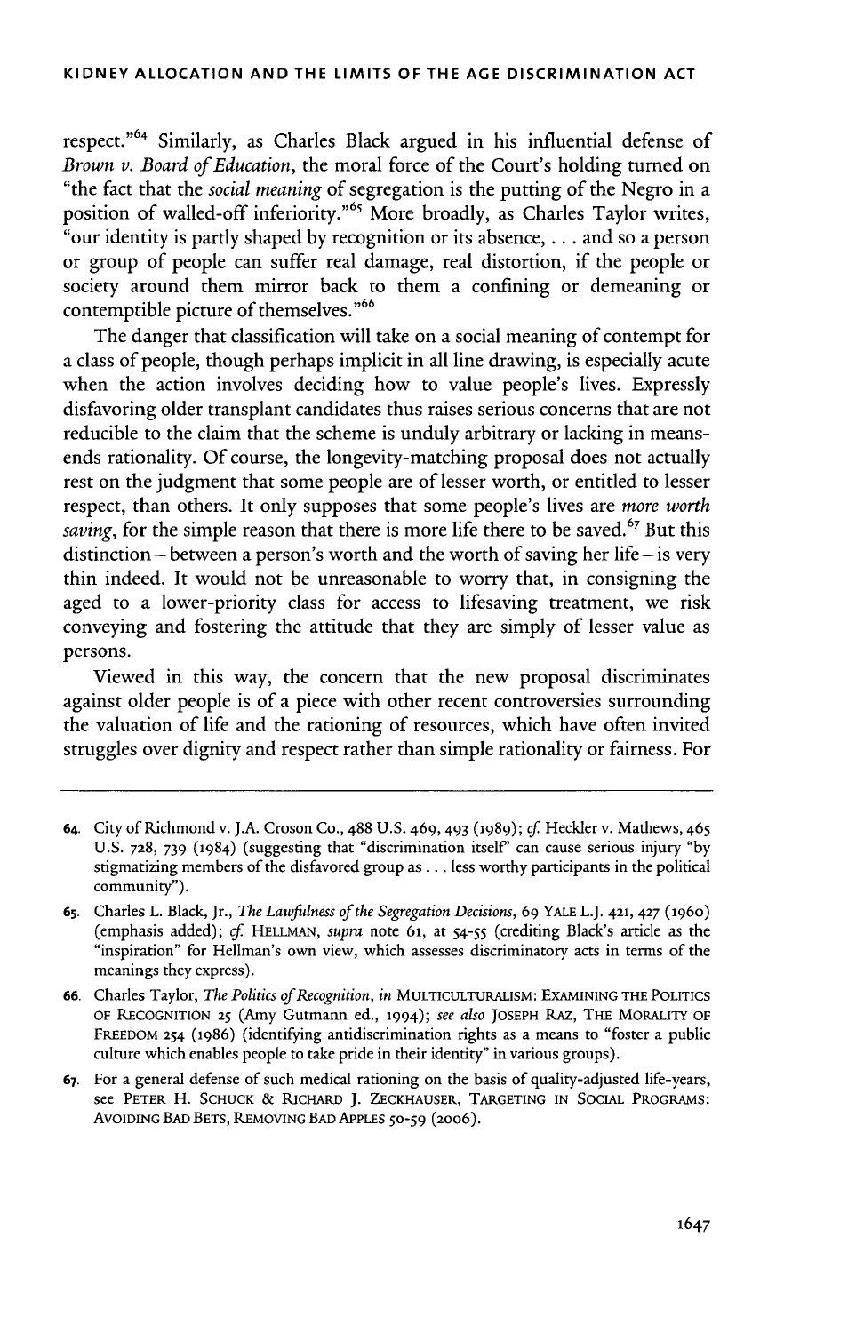respect."[64] Similarly, as Charles Black argued in his influential defense of *Brown v. Board of Education*, the moral force of the Court's holding turned on "the fact that the *social meaning* of segregation is the putting of the Negro in a position of walled-off inferiority."[65] More broadly, as Charles Taylor writes, "our identity is partly shaped by recognition or its absence, . . . and so a person or group of people can suffer real damage, real distortion, if the people or society around them mirror back to them a confining or demeaning or contemptible picture of themselves."[66]

The danger that classification will take on a social meaning of contempt for a class of people, though perhaps implicit in all line drawing, is especially acute when the action involves deciding how to value people's lives. Expressly disfavoring older transplant candidates thus raises serious concerns that are not reducible to the claim that the scheme is unduly arbitrary or lacking in means-ends rationality. Of course, the longevity-matching proposal does not actually rest on the judgment that some people are of lesser worth, or entitled to lesser respect, than others. It only supposes that some people's lives are *more worth saving*, for the simple reason that there is more life there to be saved.[67] But this distinction – between a person's worth and the worth of saving her life – is very thin indeed. It would not be unreasonable to worry that, in consigning the aged to a lower-priority class for access to lifesaving treatment, we risk conveying and fostering the attitude that they are simply of lesser value as persons.

Viewed in this way, the concern that the new proposal discriminates against older people is of a piece with other recent controversies surrounding the valuation of life and the rationing of resources, which have often invited struggles over dignity and respect rather than simple rationality or fairness. For

---

64. City of Richmond v. J.A. Croson Co., 488 U.S. 469, 493 (1989); *cf.* Heckler v. Mathews, 465 U.S. 728, 739 (1984) (suggesting that "discrimination itself" can cause serious injury "by stigmatizing members of the disfavored group as . . . less worthy participants in the political community").

65. Charles L. Black, Jr., *The Lawfulness of the Segregation Decisions*, 69 YALE L.J. 421, 427 (1960) (emphasis added); *cf.* HELLMAN, *supra* note 61, at 54-55 (crediting Black's article as the "inspiration" for Hellman's own view, which assesses discriminatory acts in terms of the meanings they express).

66. Charles Taylor, *The Politics of Recognition*, *in* MULTICULTURALISM: EXAMINING THE POLITICS OF RECOGNITION 25 (Amy Gutmann ed., 1994); *see also* JOSEPH RAZ, THE MORALITY OF FREEDOM 254 (1986) (identifying antidiscrimination rights as a means to "foster a public culture which enables people to take pride in their identity" in various groups).

67. For a general defense of such medical rationing on the basis of quality-adjusted life-years, see PETER H. SCHUCK & RICHARD J. ZECKHAUSER, TARGETING IN SOCIAL PROGRAMS: AVOIDING BAD BETS, REMOVING BAD APPLES 50-59 (2006).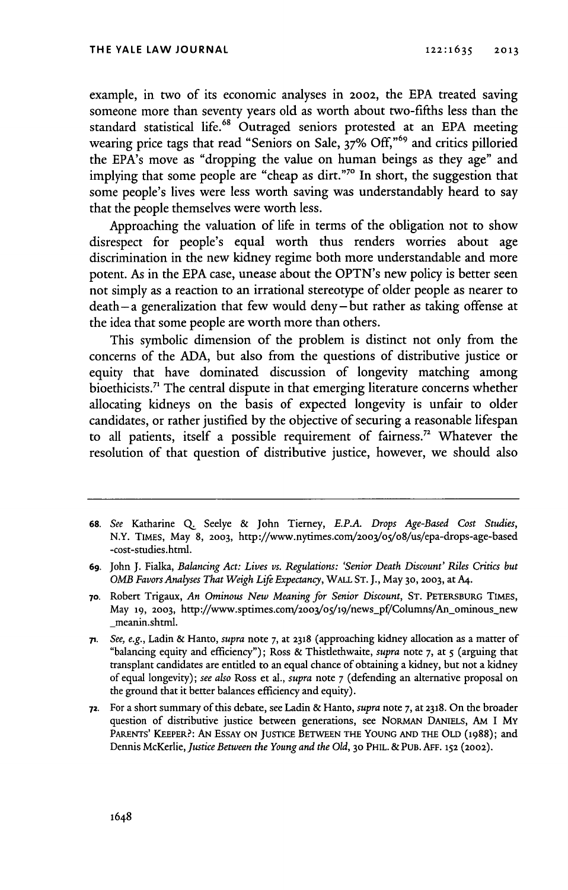example, in two of its economic analyses in 2002, the EPA treated saving someone more than seventy years old as worth about two-fifths less than the standard statistical life.[68] Outraged seniors protested at an EPA meeting wearing price tags that read "Seniors on Sale, 37% Off,"[69] and critics pilloried the EPA's move as "dropping the value on human beings as they age" and implying that some people are "cheap as dirt."[70] In short, the suggestion that some people's lives were less worth saving was understandably heard to say that the people themselves were worth less.

Approaching the valuation of life in terms of the obligation not to show disrespect for people's equal worth thus renders worries about age discrimination in the new kidney regime both more understandable and more potent. As in the EPA case, unease about the OPTN's new policy is better seen not simply as a reaction to an irrational stereotype of older people as nearer to death—a generalization that few would deny—but rather as taking offense at the idea that some people are worth more than others.

This symbolic dimension of the problem is distinct not only from the concerns of the ADA, but also from the questions of distributive justice or equity that have dominated discussion of longevity matching among bioethicists.[71] The central dispute in that emerging literature concerns whether allocating kidneys on the basis of expected longevity is unfair to older candidates, or rather justified by the objective of securing a reasonable lifespan to all patients, itself a possible requirement of fairness.[72] Whatever the resolution of that question of distributive justice, however, we should also

---

68. *See* Katharine Q. Seelye & John Tierney, *E.P.A. Drops Age-Based Cost Studies*, N.Y. TIMES, May 8, 2003, http://www.nytimes.com/2003/05/08/us/epa-drops-age-based-cost-studies.html.

69. John J. Fialka, *Balancing Act: Lives vs. Regulations: 'Senior Death Discount' Riles Critics but OMB Favors Analyses That Weigh Life Expectancy*, WALL ST. J., May 30, 2003, at A4.

70. Robert Trigaux, *An Ominous New Meaning for Senior Discount*, ST. PETERSBURG TIMES, May 19, 2003, http://www.sptimes.com/2003/05/19/news_pf/Columns/An_ominous_new_meanin.shtml.

71. *See, e.g.*, Ladin & Hanto, *supra* note 7, at 2318 (approaching kidney allocation as a matter of "balancing equity and efficiency"); Ross & Thistlethwaite, *supra* note 7, at 5 (arguing that transplant candidates are entitled to an equal chance of obtaining a kidney, but not a kidney of equal longevity); *see also* Ross et al., *supra* note 7 (defending an alternative proposal on the ground that it better balances efficiency and equity).

72. For a short summary of this debate, see Ladin & Hanto, *supra* note 7, at 2318. On the broader question of distributive justice between generations, see NORMAN DANIELS, AM I MY PARENTS' KEEPER?: AN ESSAY ON JUSTICE BETWEEN THE YOUNG AND THE OLD (1988); and Dennis McKerlie, *Justice Between the Young and the Old*, 30 PHIL. & PUB. AFF. 152 (2002).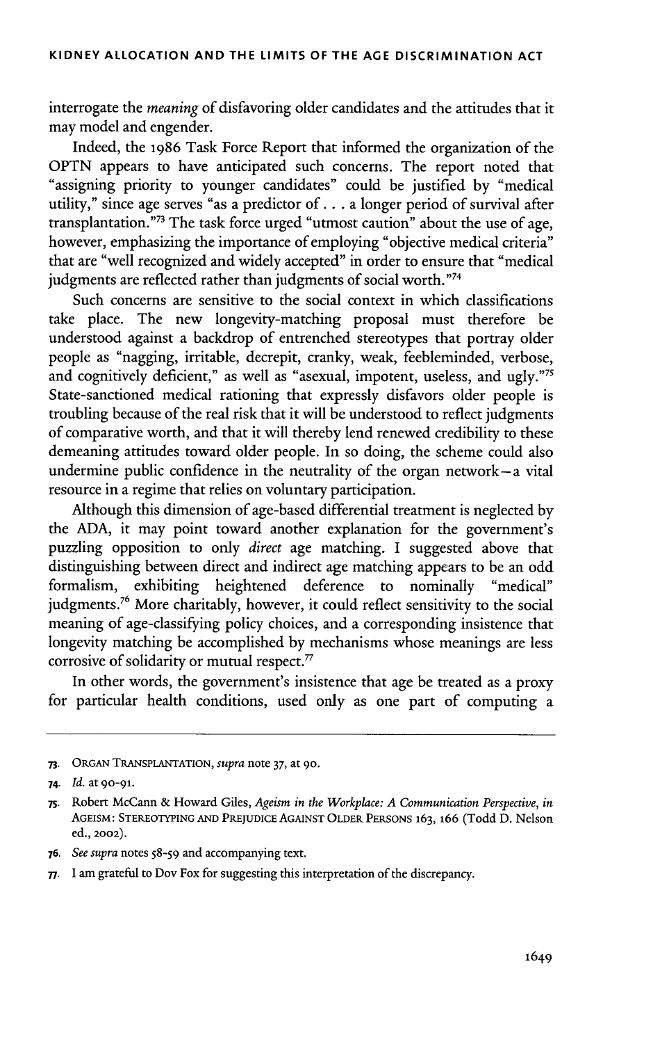interrogate the *meaning* of disfavoring older candidates and the attitudes that it may model and engender.

Indeed, the 1986 Task Force Report that informed the organization of the OPTN appears to have anticipated such concerns. The report noted that "assigning priority to younger candidates" could be justified by "medical utility," since age serves "as a predictor of . . . a longer period of survival after transplantation."[73] The task force urged "utmost caution" about the use of age, however, emphasizing the importance of employing "objective medical criteria" that are "well recognized and widely accepted" in order to ensure that "medical judgments are reflected rather than judgments of social worth."[74]

Such concerns are sensitive to the social context in which classifications take place. The new longevity-matching proposal must therefore be understood against a backdrop of entrenched stereotypes that portray older people as "nagging, irritable, decrepit, cranky, weak, feebleminded, verbose, and cognitively deficient," as well as "asexual, impotent, useless, and ugly."[75] State-sanctioned medical rationing that expressly disfavors older people is troubling because of the real risk that it will be understood to reflect judgments of comparative worth, and that it will thereby lend renewed credibility to these demeaning attitudes toward older people. In so doing, the scheme could also undermine public confidence in the neutrality of the organ network—a vital resource in a regime that relies on voluntary participation.

Although this dimension of age-based differential treatment is neglected by the ADA, it may point toward another explanation for the government's puzzling opposition to only *direct* age matching. I suggested above that distinguishing between direct and indirect age matching appears to be an odd formalism, exhibiting heightened deference to nominally "medical" judgments.[76] More charitably, however, it could reflect sensitivity to the social meaning of age-classifying policy choices, and a corresponding insistence that longevity matching be accomplished by mechanisms whose meanings are less corrosive of solidarity or mutual respect.[77]

In other words, the government's insistence that age be treated as a proxy for particular health conditions, used only as one part of computing a

---

73. ORGAN TRANSPLANTATION, *supra* note 37, at 90.

74. *Id.* at 90-91.

75. Robert McCann & Howard Giles, *Ageism in the Workplace: A Communication Perspective*, *in* AGEISM: STEREOTYPING AND PREJUDICE AGAINST OLDER PERSONS 163, 166 (Todd D. Nelson ed., 2002).

76. *See supra* notes 58-59 and accompanying text.

77. I am grateful to Dov Fox for suggesting this interpretation of the discrepancy.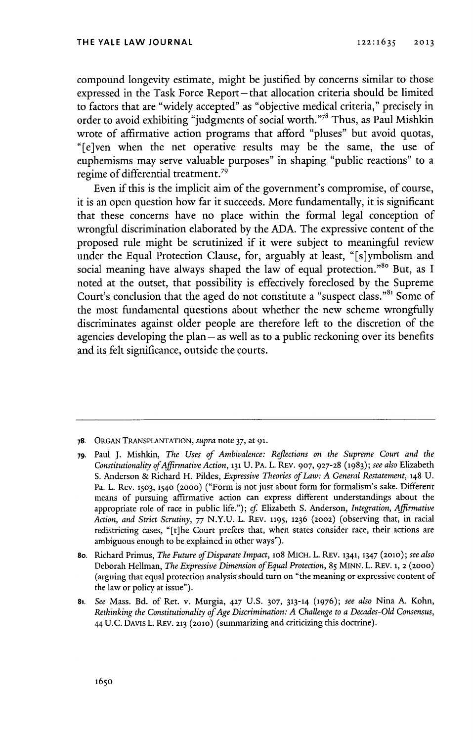compound longevity estimate, might be justified by concerns similar to those expressed in the Task Force Report—that allocation criteria should be limited to factors that are "widely accepted" as "objective medical criteria," precisely in order to avoid exhibiting "judgments of social worth."[78] Thus, as Paul Mishkin wrote of affirmative action programs that afford "pluses" but avoid quotas, "[e]ven when the net operative results may be the same, the use of euphemisms may serve valuable purposes" in shaping "public reactions" to a regime of differential treatment.[79]

Even if this is the implicit aim of the government's compromise, of course, it is an open question how far it succeeds. More fundamentally, it is significant that these concerns have no place within the formal legal conception of wrongful discrimination elaborated by the ADA. The expressive content of the proposed rule might be scrutinized if it were subject to meaningful review under the Equal Protection Clause, for, arguably at least, "[s]ymbolism and social meaning have always shaped the law of equal protection."[80] But, as I noted at the outset, that possibility is effectively foreclosed by the Supreme Court's conclusion that the aged do not constitute a "suspect class."[81] Some of the most fundamental questions about whether the new scheme wrongfully discriminates against older people are therefore left to the discretion of the agencies developing the plan—as well as to a public reckoning over its benefits and its felt significance, outside the courts.

---

78. ORGAN TRANSPLANTATION, *supra* note 37, at 91.

79. Paul J. Mishkin, *The Uses of Ambivalence: Reflections on the Supreme Court and the Constitutionality of Affirmative Action*, 131 U. PA. L. REV. 907, 927-28 (1983); *see also* Elizabeth S. Anderson & Richard H. Pildes, *Expressive Theories of Law: A General Restatement*, 148 U. Pa. L. Rev. 1503, 1540 (2000) ("Form is not just about form for formalism's sake. Different means of pursuing affirmative action can express different understandings about the appropriate role of race in public life."); *cf.* Elizabeth S. Anderson, *Integration, Affirmative Action, and Strict Scrutiny*, 77 N.Y.U. L. REV. 1195, 1236 (2002) (observing that, in racial redistricting cases, "[t]he Court prefers that, when states consider race, their actions are ambiguous enough to be explained in other ways").

80. Richard Primus, *The Future of Disparate Impact*, 108 MICH. L. REV. 1341, 1347 (2010); *see also* Deborah Hellman, *The Expressive Dimension of Equal Protection*, 85 MINN. L. REV. 1, 2 (2000) (arguing that equal protection analysis should turn on "the meaning or expressive content of the law or policy at issue").

81. *See* Mass. Bd. of Ret. v. Murgia, 427 U.S. 307, 313-14 (1976); *see also* Nina A. Kohn, *Rethinking the Constitutionality of Age Discrimination: A Challenge to a Decades-Old Consensus*, 44 U.C. DAVIS L. REV. 213 (2010) (summarizing and criticizing this doctrine).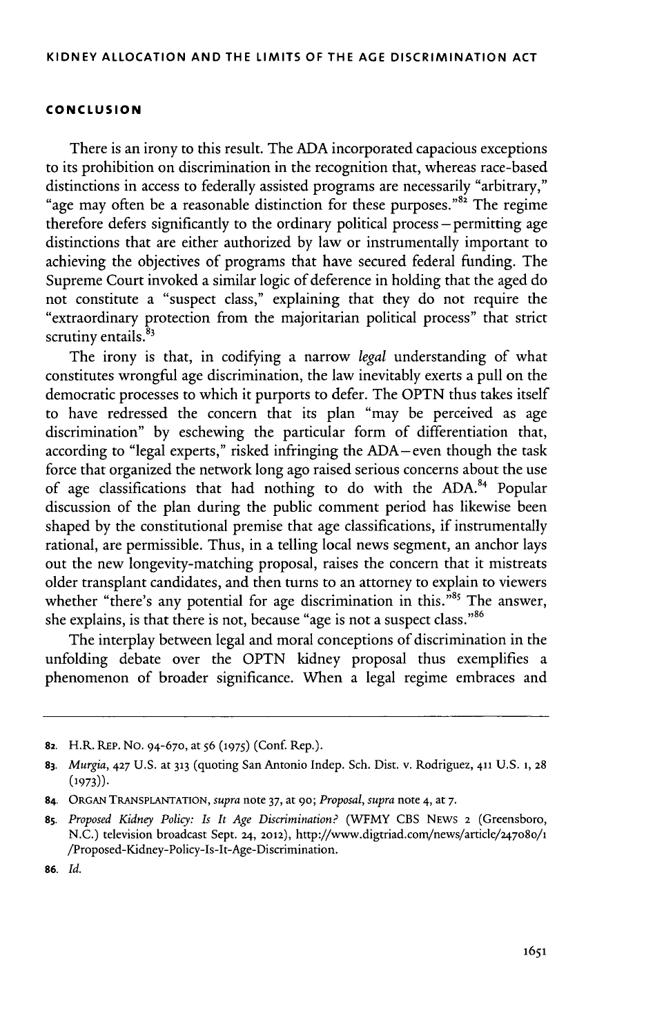## CONCLUSION

There is an irony to this result. The ADA incorporated capacious exceptions to its prohibition on discrimination in the recognition that, whereas race-based distinctions in access to federally assisted programs are necessarily "arbitrary," "age may often be a reasonable distinction for these purposes."[82] The regime therefore defers significantly to the ordinary political process – permitting age distinctions that are either authorized by law or instrumentally important to achieving the objectives of programs that have secured federal funding. The Supreme Court invoked a similar logic of deference in holding that the aged do not constitute a "suspect class," explaining that they do not require the "extraordinary protection from the majoritarian political process" that strict scrutiny entails.[83]

The irony is that, in codifying a narrow *legal* understanding of what constitutes wrongful age discrimination, the law inevitably exerts a pull on the democratic processes to which it purports to defer. The OPTN thus takes itself to have redressed the concern that its plan "may be perceived as age discrimination" by eschewing the particular form of differentiation that, according to "legal experts," risked infringing the ADA – even though the task force that organized the network long ago raised serious concerns about the use of age classifications that had nothing to do with the ADA.[84] Popular discussion of the plan during the public comment period has likewise been shaped by the constitutional premise that age classifications, if instrumentally rational, are permissible. Thus, in a telling local news segment, an anchor lays out the new longevity-matching proposal, raises the concern that it mistreats older transplant candidates, and then turns to an attorney to explain to viewers whether "there's any potential for age discrimination in this."[85] The answer, she explains, is that there is not, because "age is not a suspect class."[86]

The interplay between legal and moral conceptions of discrimination in the unfolding debate over the OPTN kidney proposal thus exemplifies a phenomenon of broader significance. When a legal regime embraces and

---

82. H.R. REP. NO. 94-670, at 56 (1975) (Conf. Rep.).

83. *Murgia*, 427 U.S. at 313 (quoting San Antonio Indep. Sch. Dist. v. Rodriguez, 411 U.S. 1, 28 (1973)).

84. ORGAN TRANSPLANTATION, *supra* note 37, at 90; *Proposal*, *supra* note 4, at 7.

85. *Proposed Kidney Policy: Is It Age Discrimination?* (WFMY CBS NEWS 2 (Greensboro, N.C.) television broadcast Sept. 24, 2012), http://www.digtriad.com/news/article/247080/1/Proposed-Kidney-Policy-Is-It-Age-Discrimination.

86. *Id.*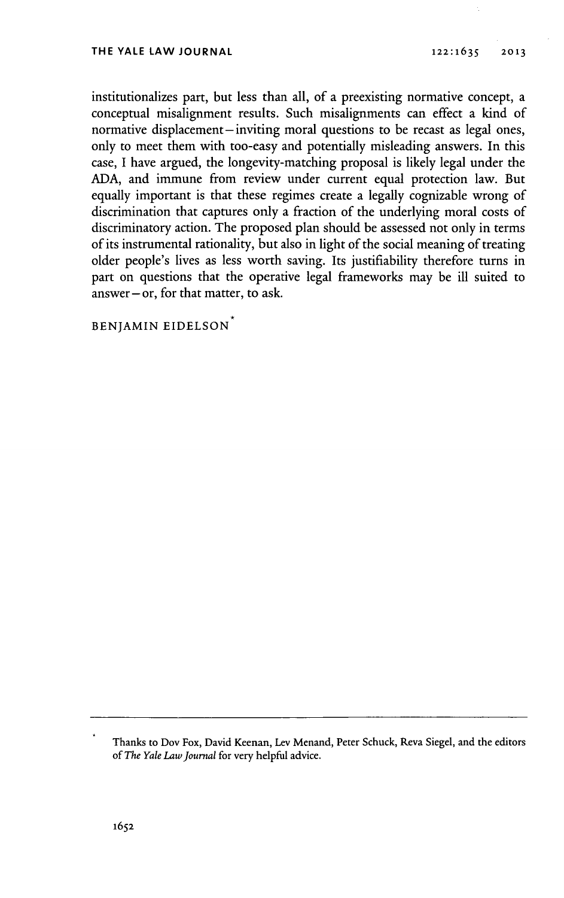institutionalizes part, but less than all, of a preexisting normative concept, a conceptual misalignment results. Such misalignments can effect a kind of normative displacement—inviting moral questions to be recast as legal ones, only to meet them with too-easy and potentially misleading answers. In this case, I have argued, the longevity-matching proposal is likely legal under the ADA, and immune from review under current equal protection law. But equally important is that these regimes create a legally cognizable wrong of discrimination that captures only a fraction of the underlying moral costs of discriminatory action. The proposed plan should be assessed not only in terms of its instrumental rationality, but also in light of the social meaning of treating older people's lives as less worth saving. Its justifiability therefore turns in part on questions that the operative legal frameworks may be ill suited to answer—or, for that matter, to ask.

BENJAMIN EIDELSON[*]

---

\* Thanks to Dov Fox, David Keenan, Lev Menand, Peter Schuck, Reva Siegel, and the editors of *The Yale Law Journal* for very helpful advice.